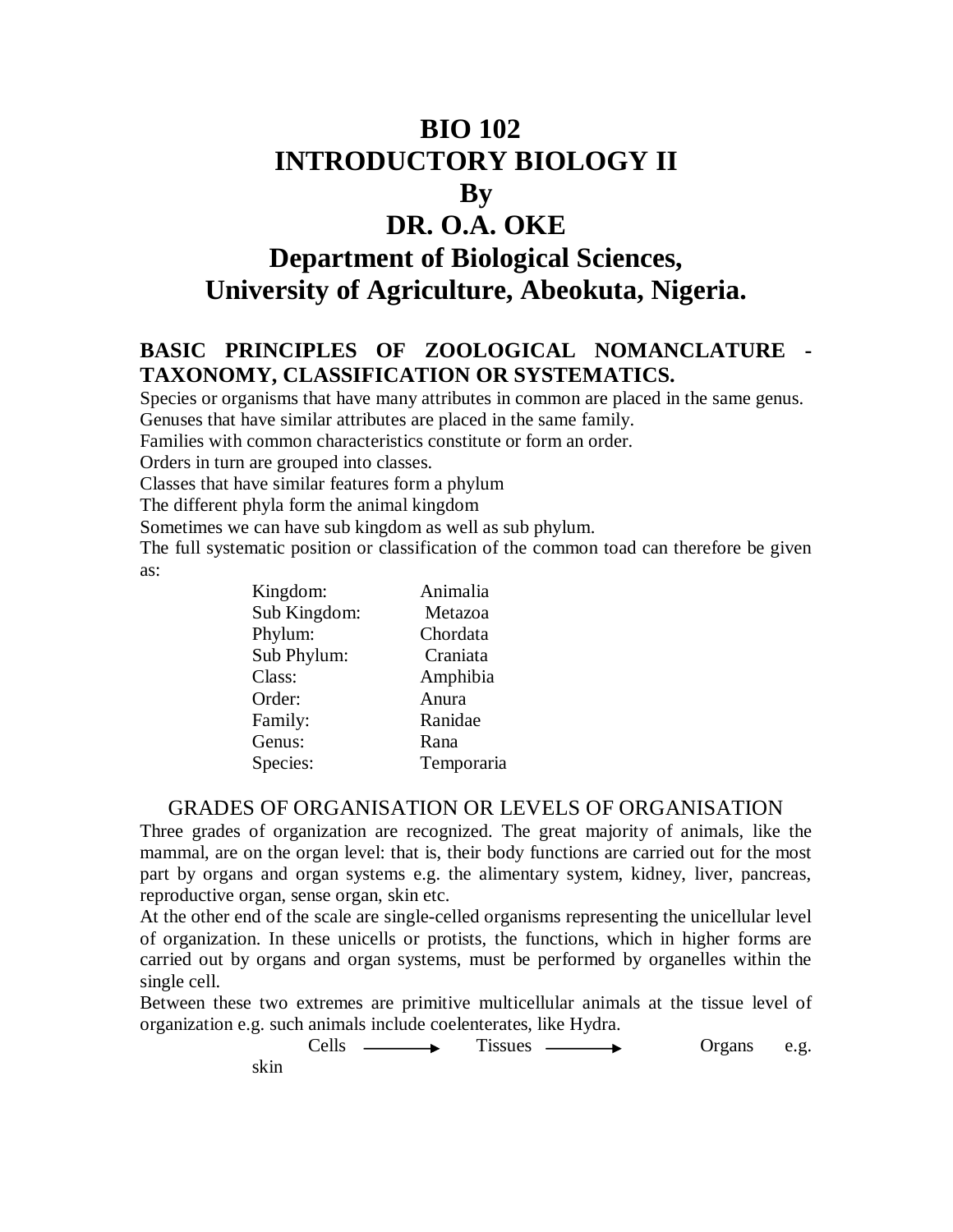# BIO 102
# INTRODUCTORY BIOLOGY II
# By
# DR. O.A. OKE
# Department of Biological Sciences, University of Agriculture, Abeokuta, Nigeria.

## BASIC PRINCIPLES OF ZOOLOGICAL NOMANCLATURE - TAXONOMY, CLASSIFICATION OR SYSTEMATICS.

Species or organisms that have many attributes in common are placed in the same genus.
Genuses that have similar attributes are placed in the same family.
Families with common characteristics constitute or form an order.
Orders in turn are grouped into classes.
Classes that have similar features form a phylum
The different phyla form the animal kingdom
Sometimes we can have sub kingdom as well as sub phylum.
The full systematic position or classification of the common toad can therefore be given as:

| | |
|---|---|
| Kingdom: | Animalia |
| Sub Kingdom: | Metazoa |
| Phylum: | Chordata |
| Sub Phylum: | Craniata |
| Class: | Amphibia |
| Order: | Anura |
| Family: | Ranidae |
| Genus: | Rana |
| Species: | Temporaria |

## GRADES OF ORGANISATION OR LEVELS OF ORGANISATION

Three grades of organization are recognized. The great majority of animals, like the mammal, are on the organ level: that is, their body functions are carried out for the most part by organs and organ systems e.g. the alimentary system, kidney, liver, pancreas, reproductive organ, sense organ, skin etc.

At the other end of the scale are single-celled organisms representing the unicellular level of organization. In these unicells or protists, the functions, which in higher forms are carried out by organs and organ systems, must be performed by organelles within the single cell.

Between these two extremes are primitive multicellular animals at the tissue level of organization e.g. such animals include coelenterates, like Hydra.

Cells ⟶ Tissues ⟶ Organs e.g. skin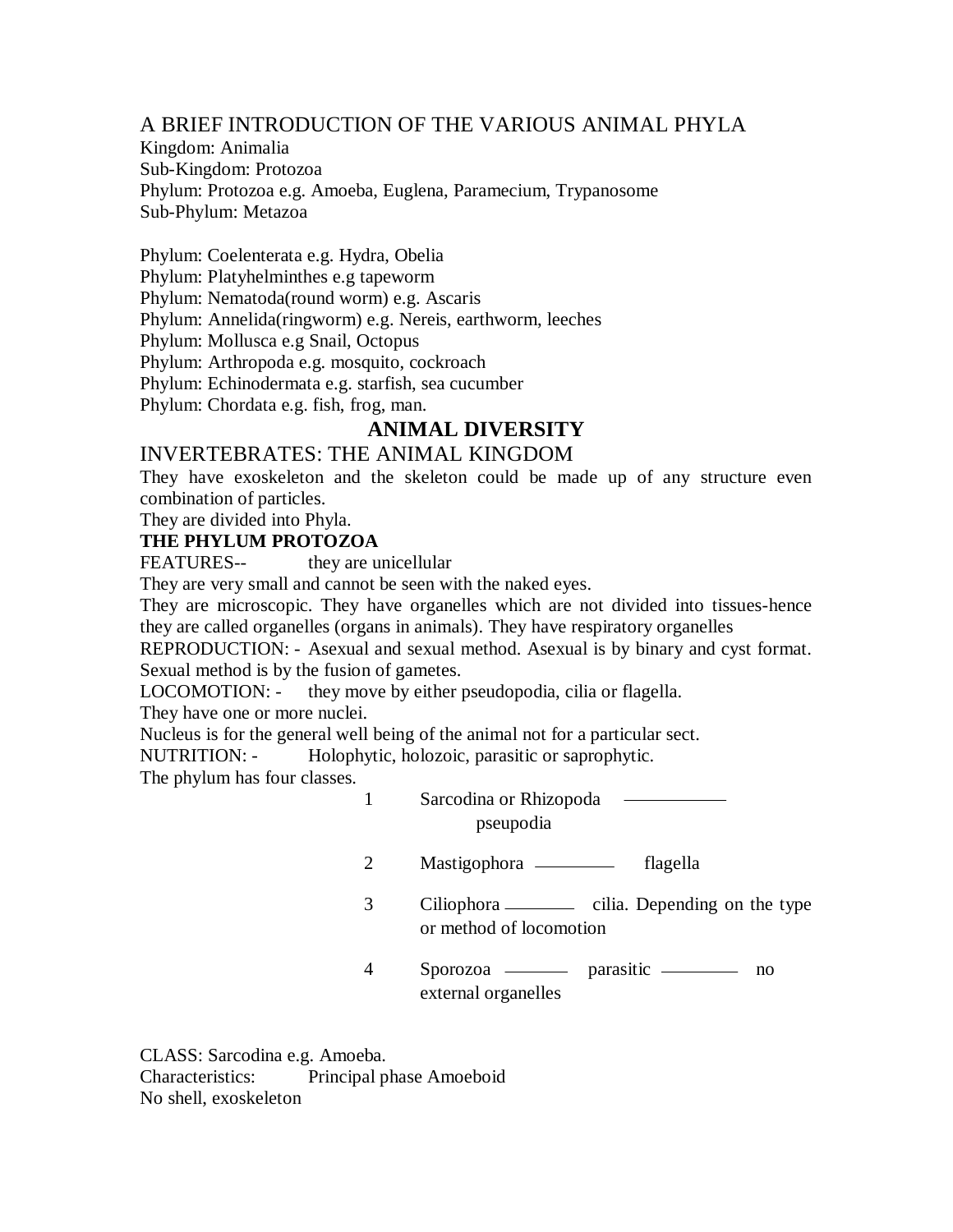A BRIEF INTRODUCTION OF THE VARIOUS ANIMAL PHYLA

Kingdom: Animalia
Sub-Kingdom: Protozoa
Phylum: Protozoa e.g. Amoeba, Euglena, Paramecium, Trypanosome
Sub-Phylum: Metazoa

Phylum: Coelenterata e.g. Hydra, Obelia
Phylum: Platyhelminthes e.g tapeworm
Phylum: Nematoda(round worm) e.g. Ascaris
Phylum: Annelida(ringworm) e.g. Nereis, earthworm, leeches
Phylum: Mollusca e.g Snail, Octopus
Phylum: Arthropoda e.g. mosquito, cockroach
Phylum: Echinodermata e.g. starfish, sea cucumber
Phylum: Chordata e.g. fish, frog, man.

## ANIMAL DIVERSITY

INVERTEBRATES: THE ANIMAL KINGDOM

They have exoskeleton and the skeleton could be made up of any structure even combination of particles.

They are divided into Phyla.

**THE PHYLUM PROTOZOA**

FEATURES-- they are unicellular

They are very small and cannot be seen with the naked eyes.

They are microscopic. They have organelles which are not divided into tissues-hence they are called organelles (organs in animals). They have respiratory organelles

REPRODUCTION: - Asexual and sexual method. Asexual is by binary and cyst format. Sexual method is by the fusion of gametes.

LOCOMOTION: - they move by either pseudopodia, cilia or flagella.

They have one or more nuclei.

Nucleus is for the general well being of the animal not for a particular sect.

NUTRITION: - Holophytic, holozoic, parasitic or saprophytic.

The phylum has four classes.

1. Sarcodina or Rhizopoda ———— pseupodia
2. Mastigophora ———— flagella
3. Ciliophora ———— cilia. Depending on the type or method of locomotion
4. Sporozoa ———— parasitic ———— no external organelles

CLASS: Sarcodina e.g. Amoeba.

Characteristics: Principal phase Amoeboid

No shell, exoskeleton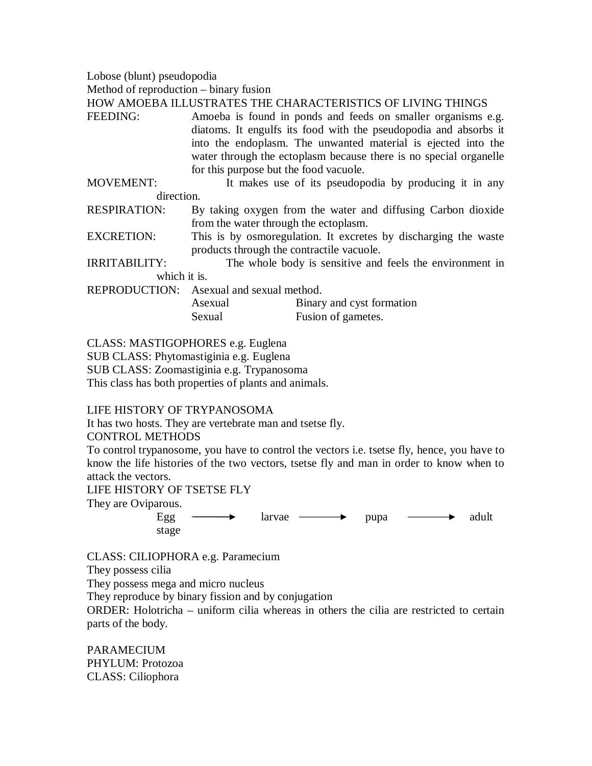Lobose (blunt) pseudopodia

Method of reproduction – binary fusion

HOW AMOEBA ILLUSTRATES THE CHARACTERISTICS OF LIVING THINGS

FEEDING: Amoeba is found in ponds and feeds on smaller organisms e.g. diatoms. It engulfs its food with the pseudopodia and absorbs it into the endoplasm. The unwanted material is ejected into the water through the ectoplasm because there is no special organelle for this purpose but the food vacuole.

MOVEMENT: It makes use of its pseudopodia by producing it in any direction.

RESPIRATION: By taking oxygen from the water and diffusing Carbon dioxide from the water through the ectoplasm.

EXCRETION: This is by osmoregulation. It excretes by discharging the waste products through the contractile vacuole.

IRRITABILITY: The whole body is sensitive and feels the environment in which it is.

REPRODUCTION: Asexual and sexual method.

| | |
|---|---|
| Asexual | Binary and cyst formation |
| Sexual | Fusion of gametes. |

CLASS: MASTIGOPHORES e.g. Euglena

SUB CLASS: Phytomastiginia e.g. Euglena

SUB CLASS: Zoomastiginia e.g. Trypanosoma

This class has both properties of plants and animals.

LIFE HISTORY OF TRYPANOSOMA

It has two hosts. They are vertebrate man and tsetse fly.

CONTROL METHODS

To control trypanosome, you have to control the vectors i.e. tsetse fly, hence, you have to know the life histories of the two vectors, tsetse fly and man in order to know when to attack the vectors.

LIFE HISTORY OF TSETSE FLY

They are Oviparous.

Egg stage ⟶ larvae ⟶ pupa ⟶ adult

CLASS: CILIOPHORA e.g. Paramecium

They possess cilia

They possess mega and micro nucleus

They reproduce by binary fission and by conjugation

ORDER: Holotricha – uniform cilia whereas in others the cilia are restricted to certain parts of the body.

PARAMECIUM

PHYLUM: Protozoa

CLASS: Ciliophora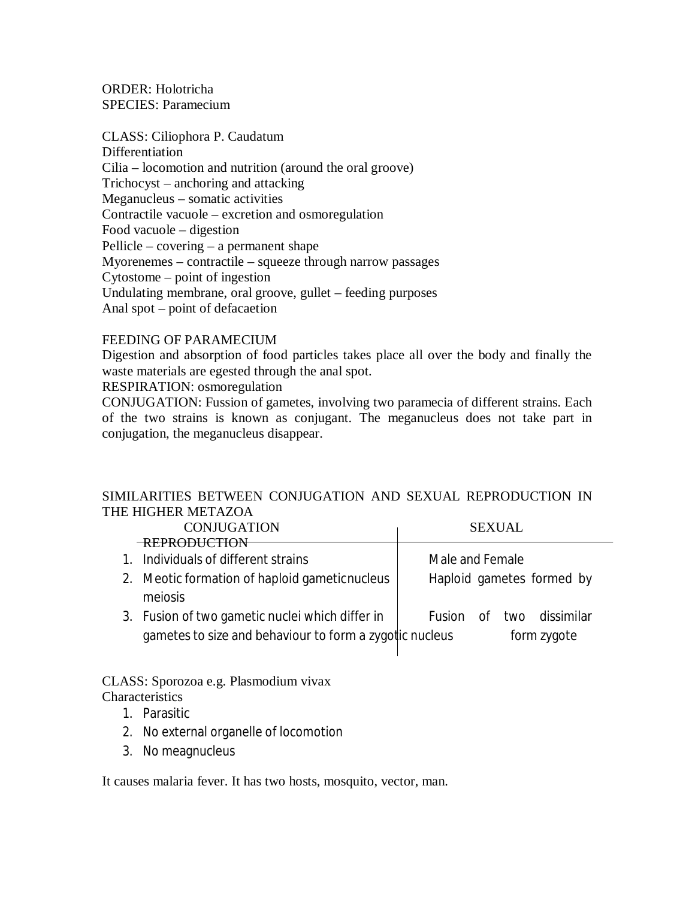ORDER: Holotricha
SPECIES: Paramecium

CLASS: Ciliophora P. Caudatum
Differentiation
Cilia – locomotion and nutrition (around the oral groove)
Trichocyst – anchoring and attacking
Meganucleus – somatic activities
Contractile vacuole – excretion and osmoregulation
Food vacuole – digestion
Pellicle – covering – a permanent shape
Myorenemes – contractile – squeeze through narrow passages
Cytostome – point of ingestion
Undulating membrane, oral groove, gullet – feeding purposes
Anal spot – point of defacaetion

FEEDING OF PARAMECIUM
Digestion and absorption of food particles takes place all over the body and finally the waste materials are egested through the anal spot.
RESPIRATION: osmoregulation
CONJUGATION: Fussion of gametes, involving two paramecia of different strains. Each of the two strains is known as conjugant. The meganucleus does not take part in conjugation, the meganucleus disappear.

SIMILARITIES BETWEEN CONJUGATION AND SEXUAL REPRODUCTION IN THE HIGHER METAZOA

| CONJUGATION | SEXUAL REPRODUCTION |
|---|---|
| 1. Individuals of different strains | Male and Female |
| 2. Meotic formation of haploid gameticnucleus meiosis | Haploid gametes formed by |
| 3. Fusion of two gametic nuclei which differ in gametes to size and behaviour to form a zygotic nucleus | Fusion of two dissimilar form zygote |

CLASS: Sporozoa e.g. Plasmodium vivax
Characteristics

1. Parasitic
2. No external organelle of locomotion
3. No meagnucleus

It causes malaria fever. It has two hosts, mosquito, vector, man.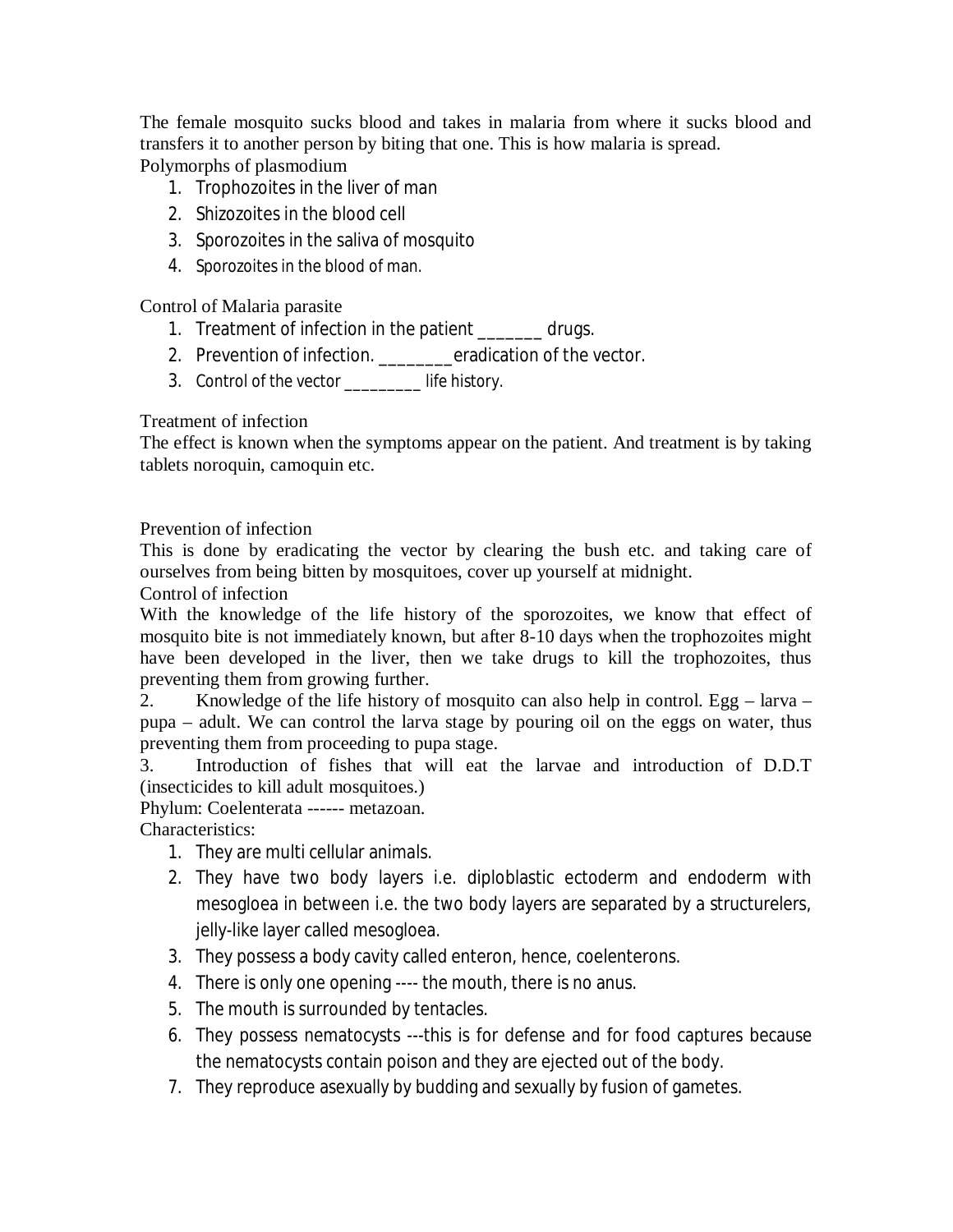The female mosquito sucks blood and takes in malaria from where it sucks blood and transfers it to another person by biting that one. This is how malaria is spread.

Polymorphs of plasmodium

1. Trophozoites in the liver of man
2. Shizozoites in the blood cell
3. Sporozoites in the saliva of mosquito
4. Sporozoites in the blood of man.

Control of Malaria parasite

1. Treatment of infection in the patient _______ drugs.
2. Prevention of infection. ________eradication of the vector.
3. Control of the vector _________ life history.

Treatment of infection

The effect is known when the symptoms appear on the patient. And treatment is by taking tablets noroquin, camoquin etc.

Prevention of infection

This is done by eradicating the vector by clearing the bush etc. and taking care of ourselves from being bitten by mosquitoes, cover up yourself at midnight.

Control of infection

With the knowledge of the life history of the sporozoites, we know that effect of mosquito bite is not immediately known, but after 8-10 days when the trophozoites might have been developed in the liver, then we take drugs to kill the trophozoites, thus preventing them from growing further.

2. Knowledge of the life history of mosquito can also help in control. Egg – larva – pupa – adult. We can control the larva stage by pouring oil on the eggs on water, thus preventing them from proceeding to pupa stage.

3. Introduction of fishes that will eat the larvae and introduction of D.D.T (insecticides to kill adult mosquitoes.)

Phylum: Coelenterata ------ metazoan.

Characteristics:

1. They are multi cellular animals.
2. They have two body layers i.e. diploblastic ectoderm and endoderm with mesogloea in between i.e. the two body layers are separated by a structurelers, jelly-like layer called mesogloea.
3. They possess a body cavity called enteron, hence, coelenterons.
4. There is only one opening ---- the mouth, there is no anus.
5. The mouth is surrounded by tentacles.
6. They possess nematocysts ---this is for defense and for food captures because the nematocysts contain poison and they are ejected out of the body.
7. They reproduce asexually by budding and sexually by fusion of gametes.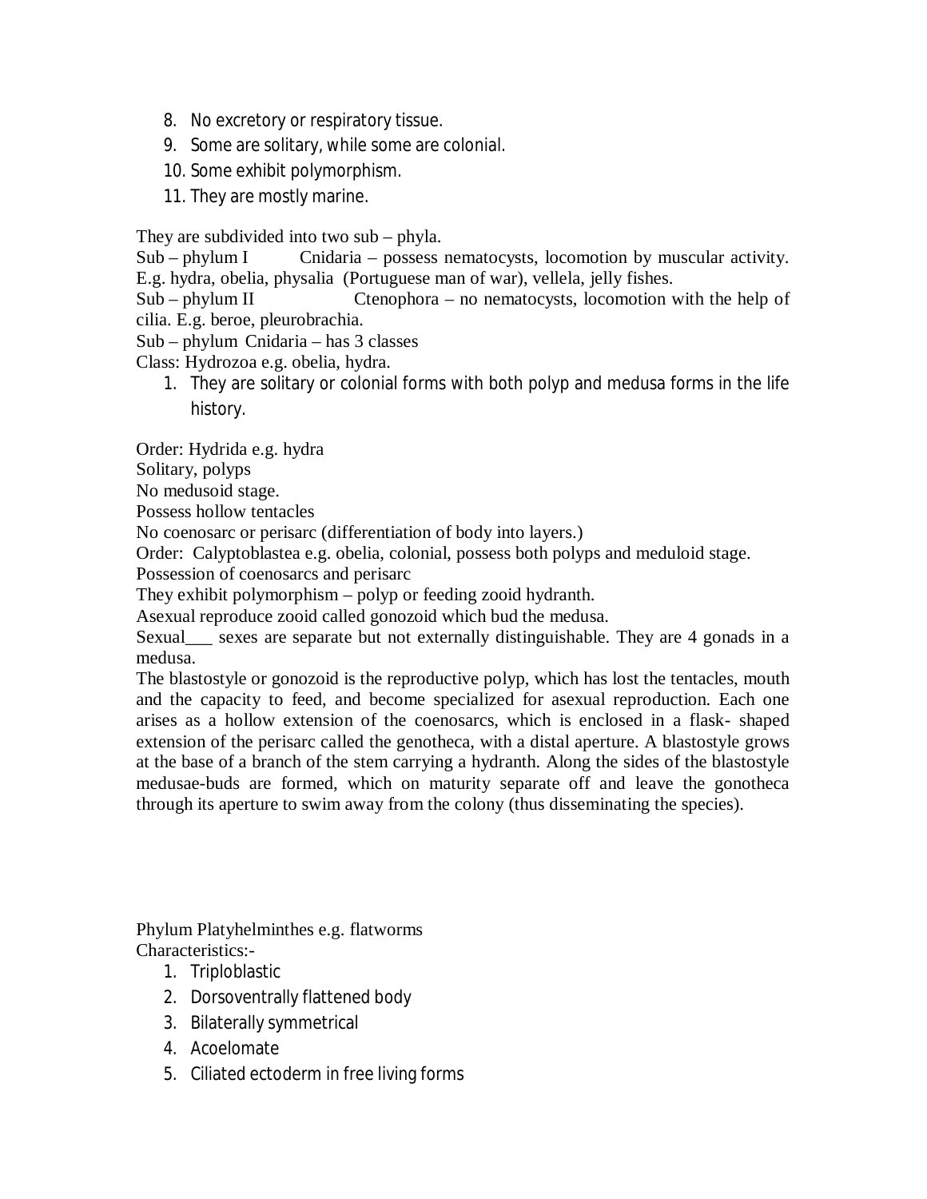8. No excretory or respiratory tissue.
9. Some are solitary, while some are colonial.
10. Some exhibit polymorphism.
11. They are mostly marine.

They are subdivided into two sub – phyla.

Sub – phylum I Cnidaria – possess nematocysts, locomotion by muscular activity. E.g. hydra, obelia, physalia (Portuguese man of war), vellela, jelly fishes.

Sub – phylum II Ctenophora – no nematocysts, locomotion with the help of cilia. E.g. beroe, pleurobrachia.

Sub – phylum Cnidaria – has 3 classes

Class: Hydrozoa e.g. obelia, hydra.

1. They are solitary or colonial forms with both polyp and medusa forms in the life history.

Order: Hydrida e.g. hydra

Solitary, polyps

No medusoid stage.

Possess hollow tentacles

No coenosarc or perisarc (differentiation of body into layers.)

Order: Calyptoblastea e.g. obelia, colonial, possess both polyps and meduloid stage.

Possession of coenosarcs and perisarc

They exhibit polymorphism – polyp or feeding zooid hydranth.

Asexual reproduce zooid called gonozoid which bud the medusa.

Sexual___ sexes are separate but not externally distinguishable. They are 4 gonads in a medusa.

The blastostyle or gonozoid is the reproductive polyp, which has lost the tentacles, mouth and the capacity to feed, and become specialized for asexual reproduction. Each one arises as a hollow extension of the coenosarcs, which is enclosed in a flask- shaped extension of the perisarc called the genotheca, with a distal aperture. A blastostyle grows at the base of a branch of the stem carrying a hydranth. Along the sides of the blastostyle medusae-buds are formed, which on maturity separate off and leave the gonotheca through its aperture to swim away from the colony (thus disseminating the species).

Phylum Platyhelminthes e.g. flatworms

Characteristics:-

1. Triploblastic
2. Dorsoventrally flattened body
3. Bilaterally symmetrical
4. Acoelomate
5. Ciliated ectoderm in free living forms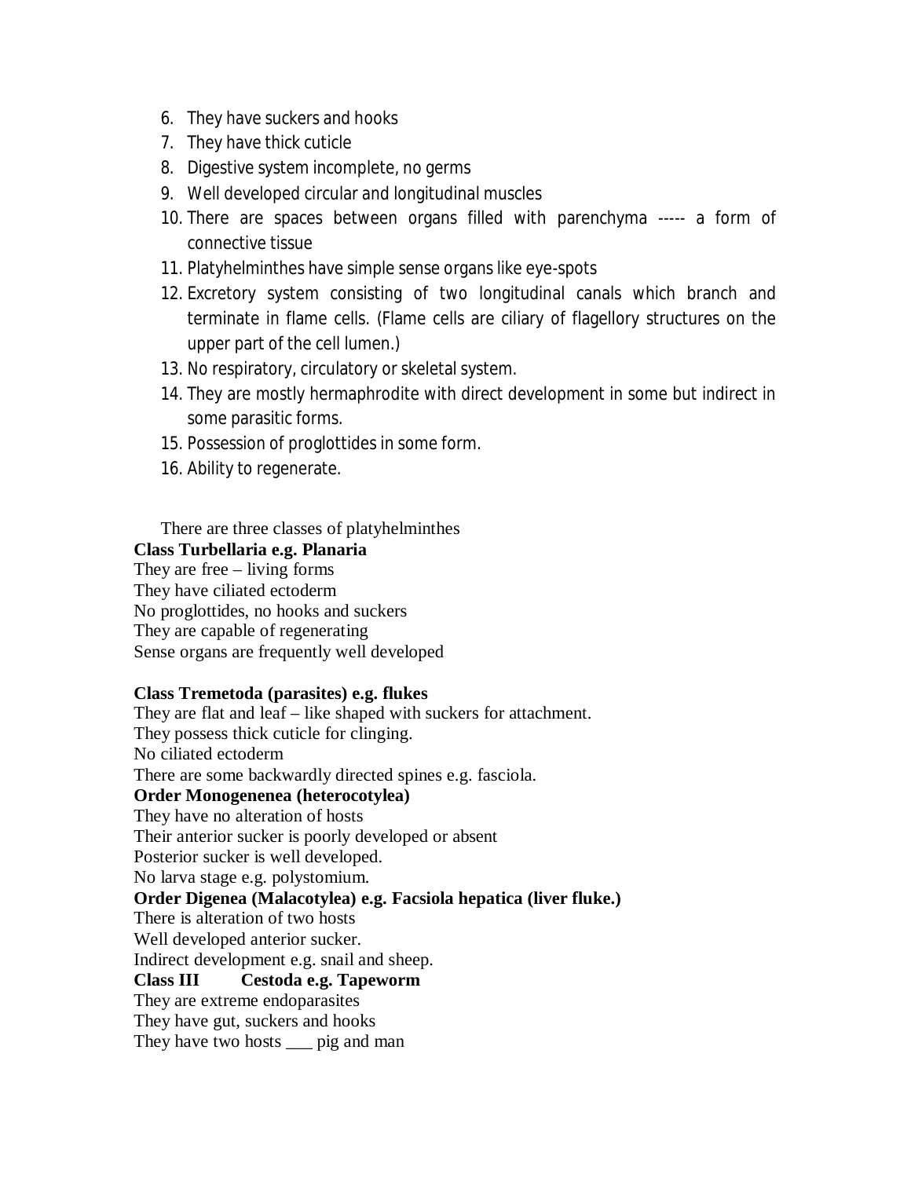6. They have suckers and hooks
7. They have thick cuticle
8. Digestive system incomplete, no germs
9. Well developed circular and longitudinal muscles
10. There are spaces between organs filled with parenchyma ----- a form of connective tissue
11. Platyhelminthes have simple sense organs like eye-spots
12. Excretory system consisting of two longitudinal canals which branch and terminate in flame cells. (Flame cells are ciliary of flagellory structures on the upper part of the cell lumen.)
13. No respiratory, circulatory or skeletal system.
14. They are mostly hermaphrodite with direct development in some but indirect in some parasitic forms.
15. Possession of proglottides in some form.
16. Ability to regenerate.

There are three classes of platyhelminthes

**Class Turbellaria e.g. Planaria**

They are free – living forms
They have ciliated ectoderm
No proglottides, no hooks and suckers
They are capable of regenerating
Sense organs are frequently well developed

**Class Tremetoda (parasites) e.g. flukes**

They are flat and leaf – like shaped with suckers for attachment.
They possess thick cuticle for clinging.
No ciliated ectoderm
There are some backwardly directed spines e.g. fasciola.

**Order Monogenenea (heterocotylea)**

They have no alteration of hosts
Their anterior sucker is poorly developed or absent
Posterior sucker is well developed.
No larva stage e.g. polystomium.

**Order Digenea (Malacotylea) e.g. Facsiola hepatica (liver fluke.)**

There is alteration of two hosts
Well developed anterior sucker.
Indirect development e.g. snail and sheep.

**Class III Cestoda e.g. Tapeworm**

They are extreme endoparasites
They have gut, suckers and hooks
They have two hosts ___ pig and man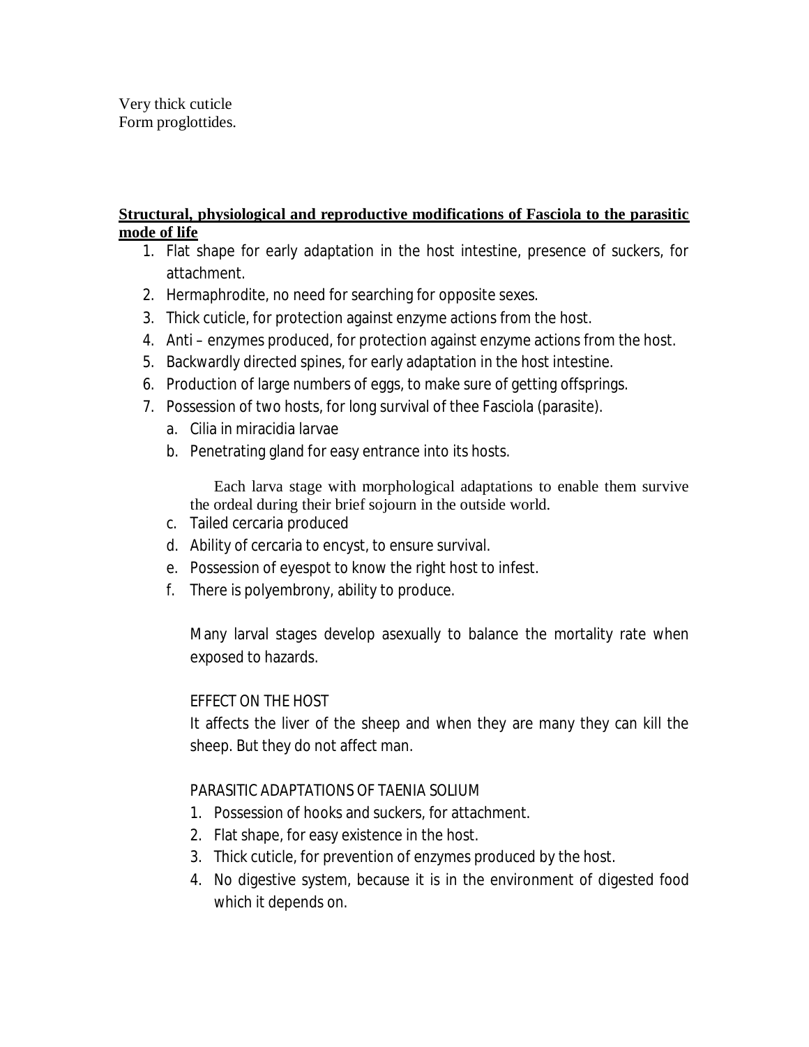Very thick cuticle
Form proglottides.

**Structural, physiological and reproductive modifications of Fasciola to the parasitic mode of life**

1. Flat shape for early adaptation in the host intestine, presence of suckers, for attachment.
2. Hermaphrodite, no need for searching for opposite sexes.
3. Thick cuticle, for protection against enzyme actions from the host.
4. Anti – enzymes produced, for protection against enzyme actions from the host.
5. Backwardly directed spines, for early adaptation in the host intestine.
6. Production of large numbers of eggs, to make sure of getting offsprings.
7. Possession of two hosts, for long survival of thee Fasciola (parasite).
   a. Cilia in miracidia larvae
   b. Penetrating gland for easy entrance into its hosts.

   Each larva stage with morphological adaptations to enable them survive the ordeal during their brief sojourn in the outside world.

   c. Tailed cercaria produced
   d. Ability of cercaria to encyst, to ensure survival.
   e. Possession of eyespot to know the right host to infest.
   f. There is polyembrony, ability to produce.

   Many larval stages develop asexually to balance the mortality rate when exposed to hazards.

EFFECT ON THE HOST

It affects the liver of the sheep and when they are many they can kill the sheep. But they do not affect man.

PARASITIC ADAPTATIONS OF TAENIA SOLIUM

1. Possession of hooks and suckers, for attachment.
2. Flat shape, for easy existence in the host.
3. Thick cuticle, for prevention of enzymes produced by the host.
4. No digestive system, because it is in the environment of digested food which it depends on.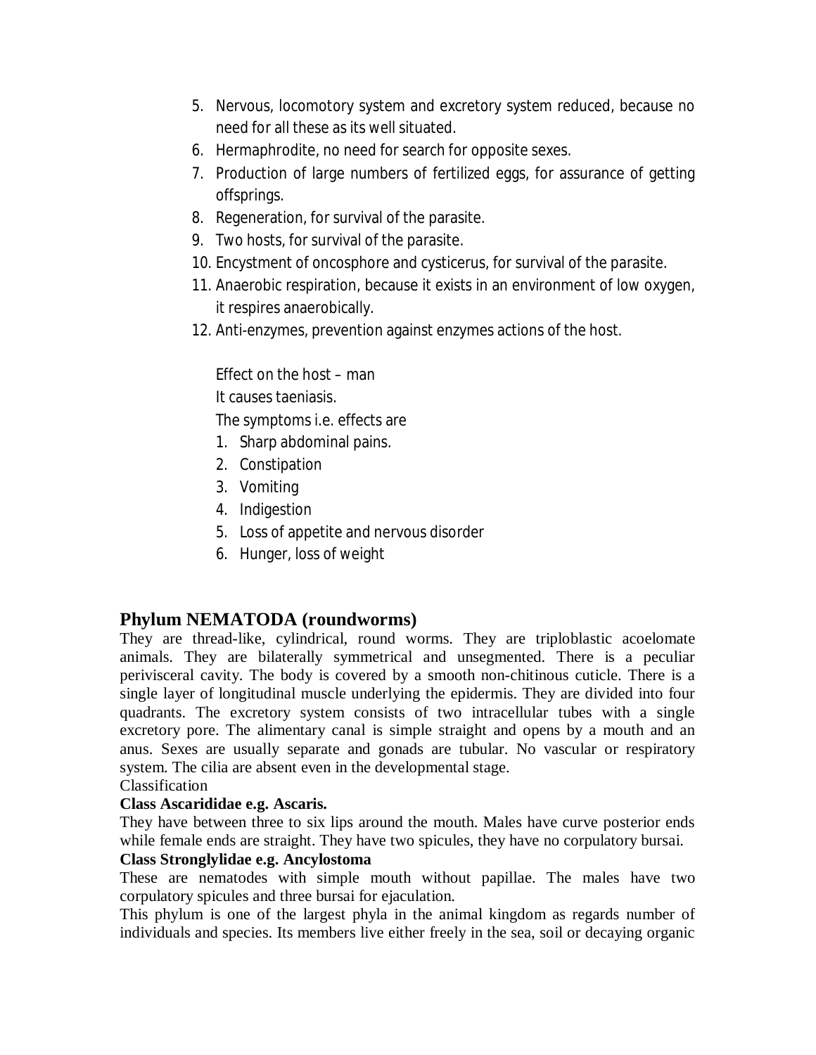5. Nervous, locomotory system and excretory system reduced, because no need for all these as its well situated.
6. Hermaphrodite, no need for search for opposite sexes.
7. Production of large numbers of fertilized eggs, for assurance of getting offsprings.
8. Regeneration, for survival of the parasite.
9. Two hosts, for survival of the parasite.
10. Encystment of oncosphore and cysticerus, for survival of the parasite.
11. Anaerobic respiration, because it exists in an environment of low oxygen, it respires anaerobically.
12. Anti-enzymes, prevention against enzymes actions of the host.

Effect on the host – man

It causes taeniasis.

The symptoms i.e. effects are

1. Sharp abdominal pains.
2. Constipation
3. Vomiting
4. Indigestion
5. Loss of appetite and nervous disorder
6. Hunger, loss of weight

## Phylum NEMATODA (roundworms)

They are thread-like, cylindrical, round worms. They are triploblastic acoelomate animals. They are bilaterally symmetrical and unsegmented. There is a peculiar perivisceral cavity. The body is covered by a smooth non-chitinous cuticle. There is a single layer of longitudinal muscle underlying the epidermis. They are divided into four quadrants. The excretory system consists of two intracellular tubes with a single excretory pore. The alimentary canal is simple straight and opens by a mouth and an anus. Sexes are usually separate and gonads are tubular. No vascular or respiratory system. The cilia are absent even in the developmental stage.

Classification

**Class Ascarididae e.g. Ascaris.**

They have between three to six lips around the mouth. Males have curve posterior ends while female ends are straight. They have two spicules, they have no corpulatory bursai.

**Class Stronglylidae e.g. Ancylostoma**

These are nematodes with simple mouth without papillae. The males have two corpulatory spicules and three bursai for ejaculation.

This phylum is one of the largest phyla in the animal kingdom as regards number of individuals and species. Its members live either freely in the sea, soil or decaying organic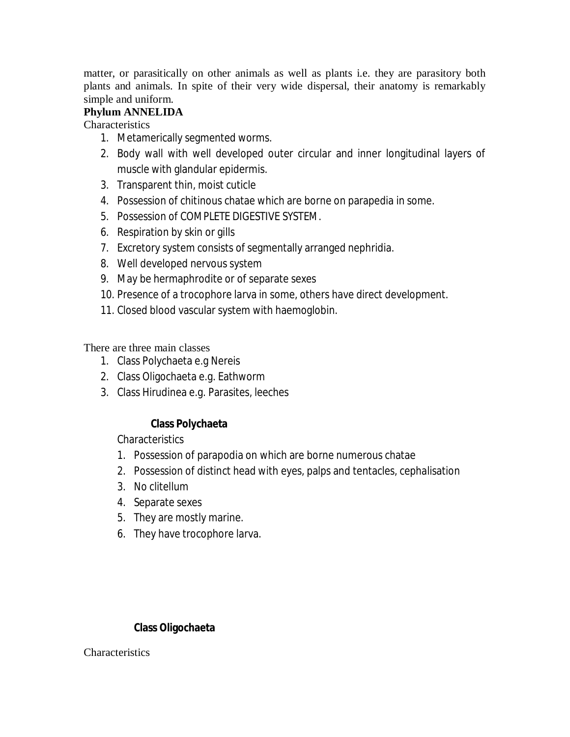matter, or parasitically on other animals as well as plants i.e. they are parasitory both plants and animals. In spite of their very wide dispersal, their anatomy is remarkably simple and uniform.

## Phylum ANNELIDA

Characteristics

1. Metamerically segmented worms.
2. Body wall with well developed outer circular and inner longitudinal layers of muscle with glandular epidermis.
3. Transparent thin, moist cuticle
4. Possession of chitinous chatae which are borne on parapedia in some.
5. Possession of COMPLETE DIGESTIVE SYSTEM.
6. Respiration by skin or gills
7. Excretory system consists of segmentally arranged nephridia.
8. Well developed nervous system
9. May be hermaphrodite or of separate sexes
10. Presence of a trocophore larva in some, others have direct development.
11. Closed blood vascular system with haemoglobin.

There are three main classes

1. Class Polychaeta e.g Nereis
2. Class Oligochaeta e.g. Eathworm
3. Class Hirudinea e.g. Parasites, leeches

### Class Polychaeta

Characteristics

1. Possession of parapodia on which are borne numerous chatae
2. Possession of distinct head with eyes, palps and tentacles, cephalisation
3. No clitellum
4. Separate sexes
5. They are mostly marine.
6. They have trocophore larva.

### Class Oligochaeta

Characteristics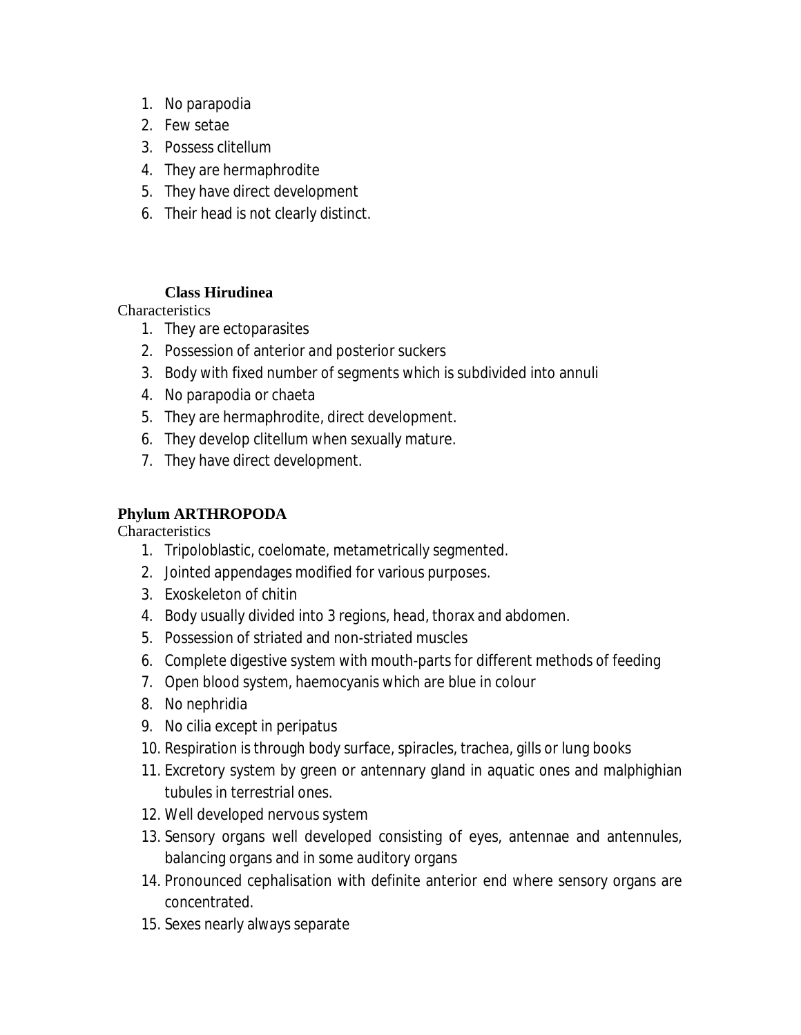1. No parapodia
2. Few setae
3. Possess clitellum
4. They are hermaphrodite
5. They have direct development
6. Their head is not clearly distinct.

### Class Hirudinea

Characteristics

1. They are ectoparasites
2. Possession of anterior and posterior suckers
3. Body with fixed number of segments which is subdivided into annuli
4. No parapodia or chaeta
5. They are hermaphrodite, direct development.
6. They develop clitellum when sexually mature.
7. They have direct development.

## Phylum ARTHROPODA

Characteristics

1. Tripoloblastic, coelomate, metametrically segmented.
2. Jointed appendages modified for various purposes.
3. Exoskeleton of chitin
4. Body usually divided into 3 regions, head, thorax and abdomen.
5. Possession of striated and non-striated muscles
6. Complete digestive system with mouth-parts for different methods of feeding
7. Open blood system, haemocyanis which are blue in colour
8. No nephridia
9. No cilia except in peripatus
10. Respiration is through body surface, spiracles, trachea, gills or lung books
11. Excretory system by green or antennary gland in aquatic ones and malphighian tubules in terrestrial ones.
12. Well developed nervous system
13. Sensory organs well developed consisting of eyes, antennae and antennules, balancing organs and in some auditory organs
14. Pronounced cephalisation with definite anterior end where sensory organs are concentrated.
15. Sexes nearly always separate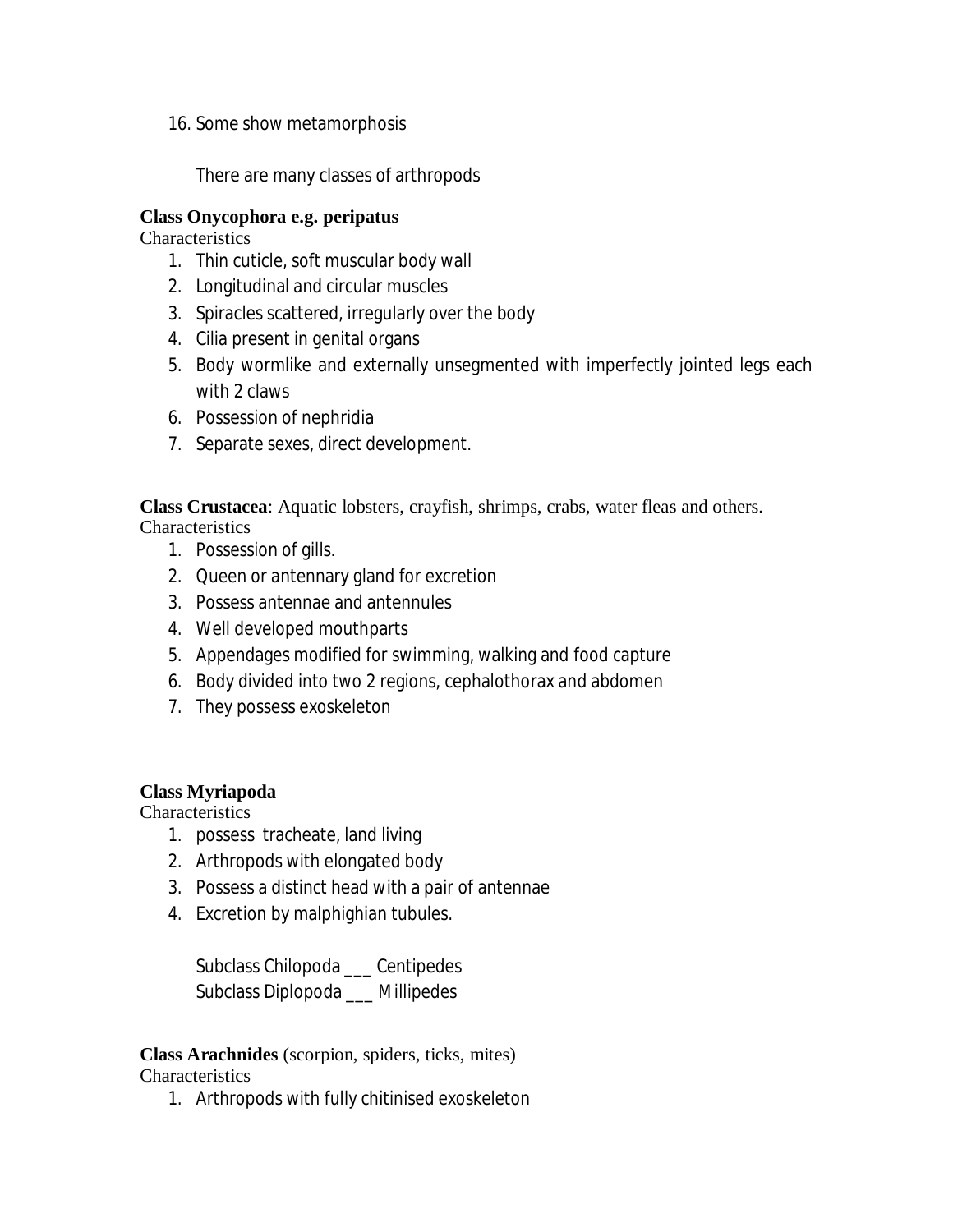16. Some show metamorphosis

There are many classes of arthropods

**Class Onycophora e.g. peripatus**

Characteristics

1. Thin cuticle, soft muscular body wall
2. Longitudinal and circular muscles
3. Spiracles scattered, irregularly over the body
4. Cilia present in genital organs
5. Body wormlike and externally unsegmented with imperfectly jointed legs each with 2 claws
6. Possession of nephridia
7. Separate sexes, direct development.

**Class Crustacea**: Aquatic lobsters, crayfish, shrimps, crabs, water fleas and others.

Characteristics

1. Possession of gills.
2. Queen or antennary gland for excretion
3. Possess antennae and antennules
4. Well developed mouthparts
5. Appendages modified for swimming, walking and food capture
6. Body divided into two 2 regions, cephalothorax and abdomen
7. They possess exoskeleton

**Class Myriapoda**

Characteristics

1. possess tracheate, land living
2. Arthropods with elongated body
3. Possess a distinct head with a pair of antennae
4. Excretion by malphighian tubules.

Subclass Chilopoda ___ Centipedes
Subclass Diplopoda ___ Millipedes

**Class Arachnides** (scorpion, spiders, ticks, mites)

Characteristics

1. Arthropods with fully chitinised exoskeleton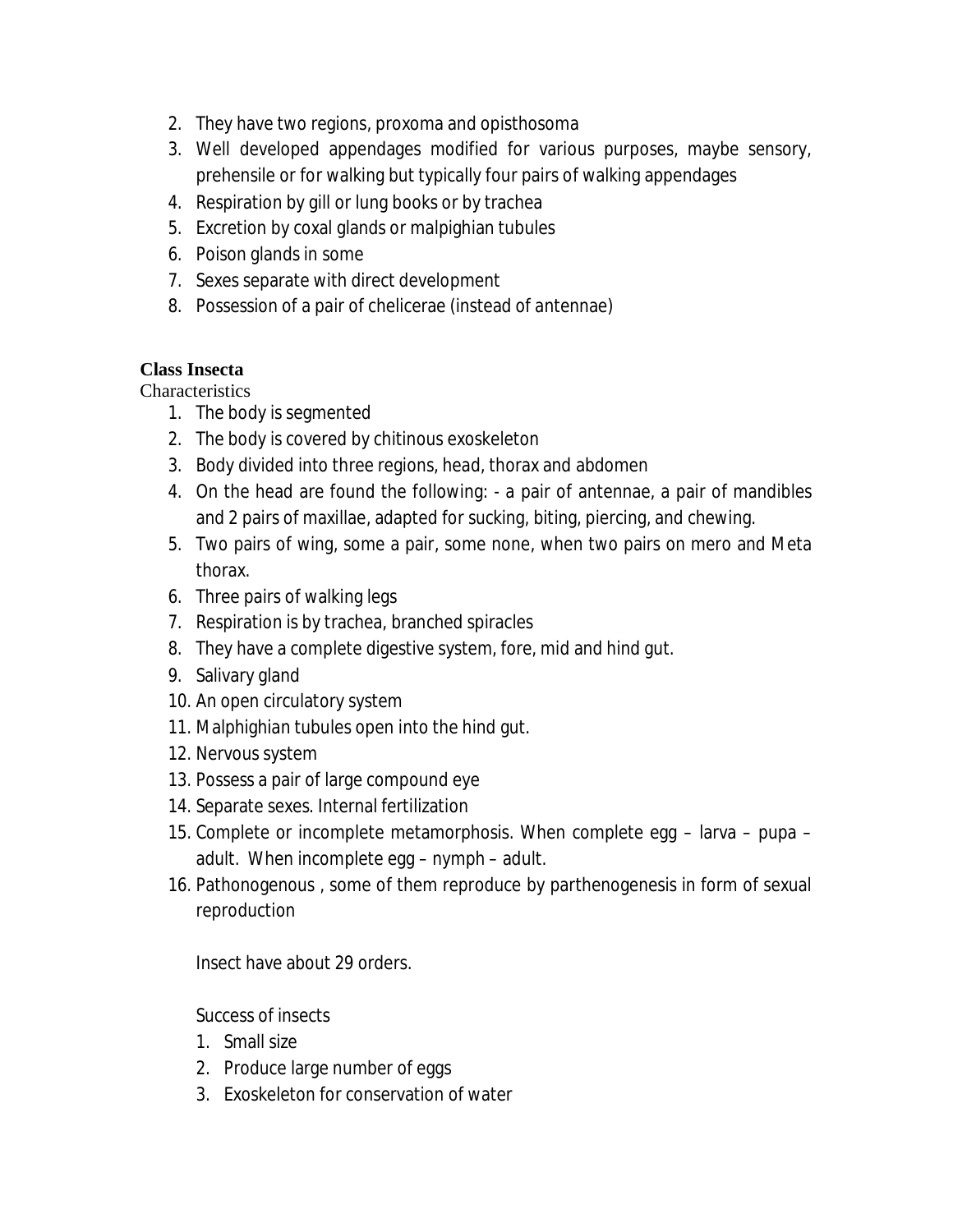2. They have two regions, proxoma and opisthosoma
3. Well developed appendages modified for various purposes, maybe sensory, prehensile or for walking but typically four pairs of walking appendages
4. Respiration by gill or lung books or by trachea
5. Excretion by coxal glands or malpighian tubules
6. Poison glands in some
7. Sexes separate with direct development
8. Possession of a pair of chelicerae (instead of antennae)

**Class Insecta**

Characteristics

1. The body is segmented
2. The body is covered by chitinous exoskeleton
3. Body divided into three regions, head, thorax and abdomen
4. On the head are found the following: - a pair of antennae, a pair of mandibles and 2 pairs of maxillae, adapted for sucking, biting, piercing, and chewing.
5. Two pairs of wing, some a pair, some none, when two pairs on mero and Meta thorax.
6. Three pairs of walking legs
7. Respiration is by trachea, branched spiracles
8. They have a complete digestive system, fore, mid and hind gut.
9. Salivary gland
10. An open circulatory system
11. Malphighian tubules open into the hind gut.
12. Nervous system
13. Possess a pair of large compound eye
14. Separate sexes. Internal fertilization
15. Complete or incomplete metamorphosis. When complete egg – larva – pupa – adult. When incomplete egg – nymph – adult.
16. Pathonogenous , some of them reproduce by parthenogenesis in form of sexual reproduction

Insect have about 29 orders.

Success of insects

1. Small size
2. Produce large number of eggs
3. Exoskeleton for conservation of water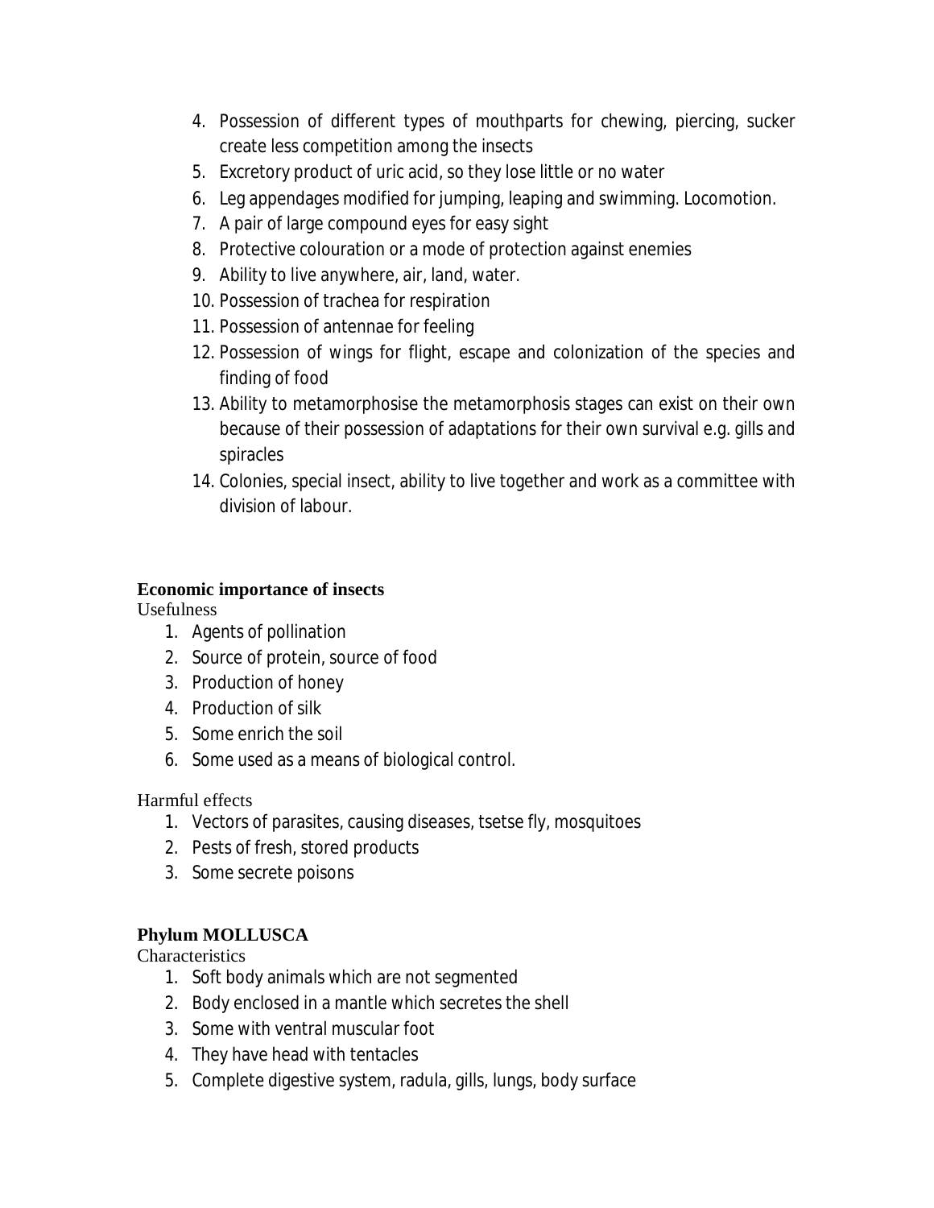4. Possession of different types of mouthparts for chewing, piercing, sucker create less competition among the insects
5. Excretory product of uric acid, so they lose little or no water
6. Leg appendages modified for jumping, leaping and swimming. Locomotion.
7. A pair of large compound eyes for easy sight
8. Protective colouration or a mode of protection against enemies
9. Ability to live anywhere, air, land, water.
10. Possession of trachea for respiration
11. Possession of antennae for feeling
12. Possession of wings for flight, escape and colonization of the species and finding of food
13. Ability to metamorphosise the metamorphosis stages can exist on their own because of their possession of adaptations for their own survival e.g. gills and spiracles
14. Colonies, special insect, ability to live together and work as a committee with division of labour.

**Economic importance of insects**

Usefulness

1. Agents of pollination
2. Source of protein, source of food
3. Production of honey
4. Production of silk
5. Some enrich the soil
6. Some used as a means of biological control.

Harmful effects

1. Vectors of parasites, causing diseases, tsetse fly, mosquitoes
2. Pests of fresh, stored products
3. Some secrete poisons

**Phylum MOLLUSCA**

Characteristics

1. Soft body animals which are not segmented
2. Body enclosed in a mantle which secretes the shell
3. Some with ventral muscular foot
4. They have head with tentacles
5. Complete digestive system, radula, gills, lungs, body surface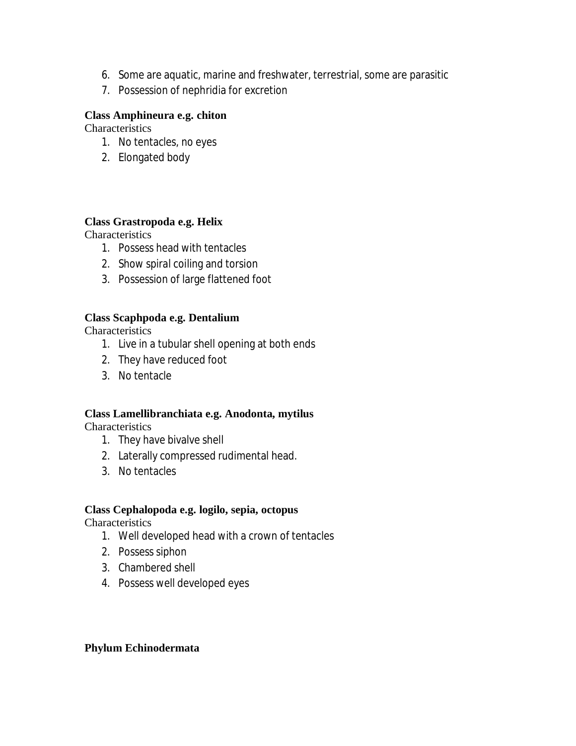6. Some are aquatic, marine and freshwater, terrestrial, some are parasitic
7. Possession of nephridia for excretion

**Class Amphineura e.g. chiton**

Characteristics

1. No tentacles, no eyes
2. Elongated body

**Class Grastropoda e.g. Helix**

Characteristics

1. Possess head with tentacles
2. Show spiral coiling and torsion
3. Possession of large flattened foot

**Class Scaphpoda e.g. Dentalium**

Characteristics

1. Live in a tubular shell opening at both ends
2. They have reduced foot
3. No tentacle

**Class Lamellibranchiata e.g. Anodonta, mytilus**

Characteristics

1. They have bivalve shell
2. Laterally compressed rudimental head.
3. No tentacles

**Class Cephalopoda e.g. logilo, sepia, octopus**

Characteristics

1. Well developed head with a crown of tentacles
2. Possess siphon
3. Chambered shell
4. Possess well developed eyes

**Phylum Echinodermata**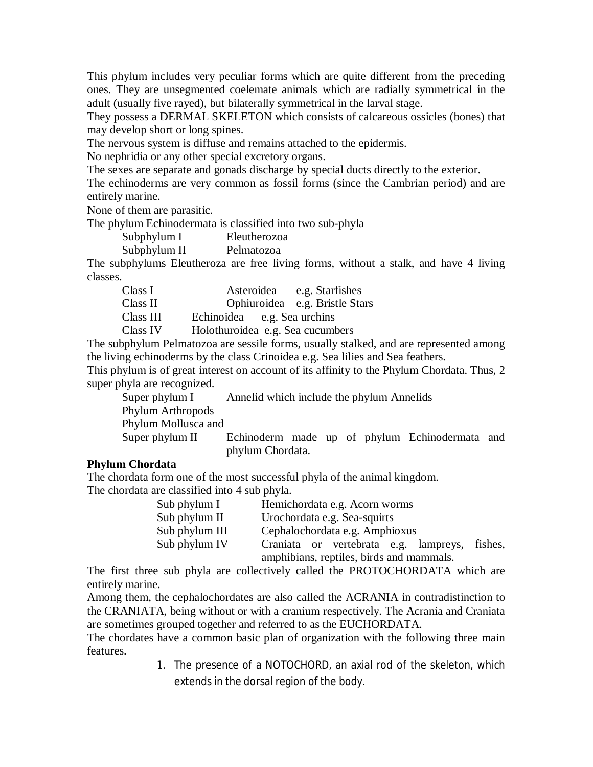This phylum includes very peculiar forms which are quite different from the preceding ones. They are unsegmented coelemate animals which are radially symmetrical in the adult (usually five rayed), but bilaterally symmetrical in the larval stage.

They possess a DERMAL SKELETON which consists of calcareous ossicles (bones) that may develop short or long spines.

The nervous system is diffuse and remains attached to the epidermis.

No nephridia or any other special excretory organs.

The sexes are separate and gonads discharge by special ducts directly to the exterior.

The echinoderms are very common as fossil forms (since the Cambrian period) and are entirely marine.

None of them are parasitic.

The phylum Echinodermata is classified into two sub-phyla

| | |
|---|---|
| Subphylum I | Eleutherozoa |
| Subphylum II | Pelmatozoa |

The subphylums Eleutheroza are free living forms, without a stalk, and have 4 living classes.

| | | |
|---|---|---|
| Class I | Asteroidea | e.g. Starfishes |
| Class II | Ophiuroidea | e.g. Bristle Stars |
| Class III | Echinoidea | e.g. Sea urchins |
| Class IV | Holothuroidea | e.g. Sea cucumbers |

The subphylum Pelmatozoa are sessile forms, usually stalked, and are represented among the living echinoderms by the class Crinoidea e.g. Sea lilies and Sea feathers.

This phylum is of great interest on account of its affinity to the Phylum Chordata. Thus, 2 super phyla are recognized.

Super phylum I Annelid which include the phylum Annelids
Phylum Arthropods
Phylum Mollusca and
Super phylum II Echinoderm made up of phylum Echinodermata and phylum Chordata.

**Phylum Chordata**

The chordata form one of the most successful phyla of the animal kingdom.

The chordata are classified into 4 sub phyla.

| | |
|---|---|
| Sub phylum I | Hemichordata e.g. Acorn worms |
| Sub phylum II | Urochordata e.g. Sea-squirts |
| Sub phylum III | Cephalochordata e.g. Amphioxus |
| Sub phylum IV | Craniata or vertebrata e.g. lampreys, fishes, amphibians, reptiles, birds and mammals. |

The first three sub phyla are collectively called the PROTOCHORDATA which are entirely marine.

Among them, the cephalochordates are also called the ACRANIA in contradistinction to the CRANIATA, being without or with a cranium respectively. The Acrania and Craniata are sometimes grouped together and referred to as the EUCHORDATA.

The chordates have a common basic plan of organization with the following three main features.

1. The presence of a NOTOCHORD, an axial rod of the skeleton, which extends in the dorsal region of the body.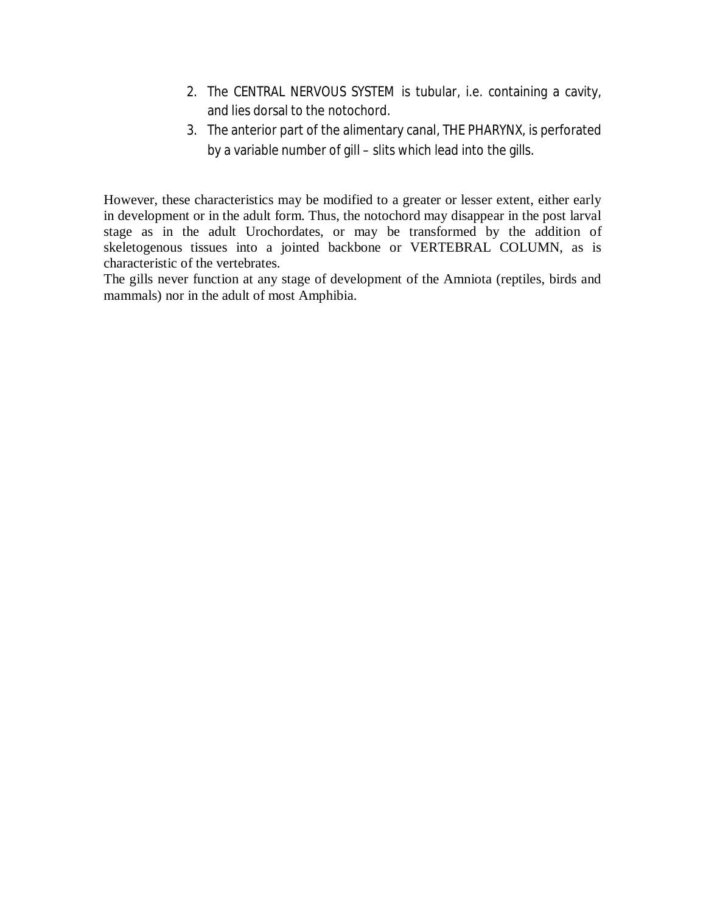2. The CENTRAL NERVOUS SYSTEM is tubular, i.e. containing a cavity, and lies dorsal to the notochord.
3. The anterior part of the alimentary canal, THE PHARYNX, is perforated by a variable number of gill – slits which lead into the gills.

However, these characteristics may be modified to a greater or lesser extent, either early in development or in the adult form. Thus, the notochord may disappear in the post larval stage as in the adult Urochordates, or may be transformed by the addition of skeletogenous tissues into a jointed backbone or VERTEBRAL COLUMN, as is characteristic of the vertebrates.

The gills never function at any stage of development of the Amniota (reptiles, birds and mammals) nor in the adult of most Amphibia.